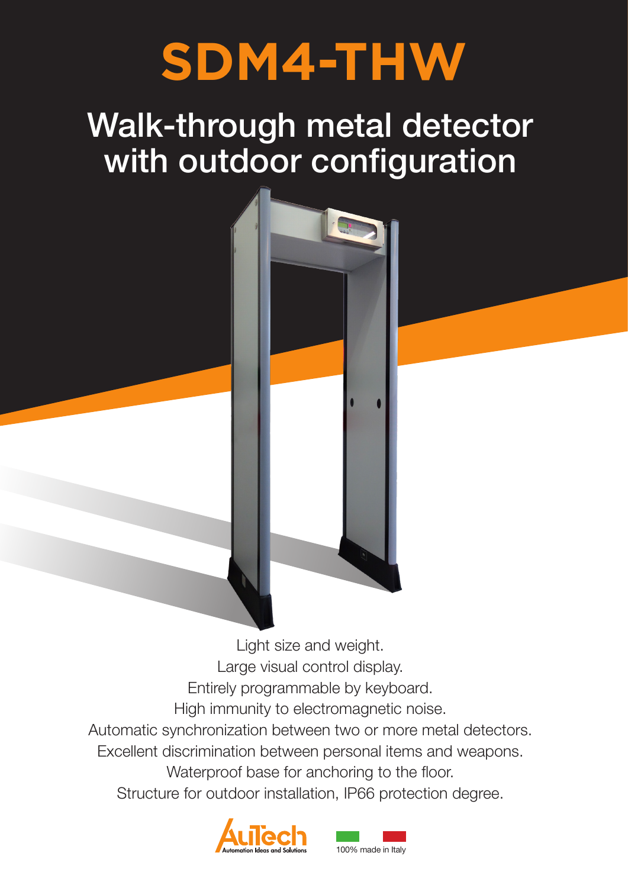# SDM4-THW

## Walk-through metal detector with outdoor configuration

Light size and weight.
Large visual control display.
Entirely programmable by keyboard.
High immunity to electromagnetic noise.
Automatic synchronization between two or more metal detectors.
Excellent discrimination between personal items and weapons.
Waterproof base for anchoring to the floor.
Structure for outdoor installation, IP66 protection degree.

AuTech
Automation Ideas and Solutions

100% made in Italy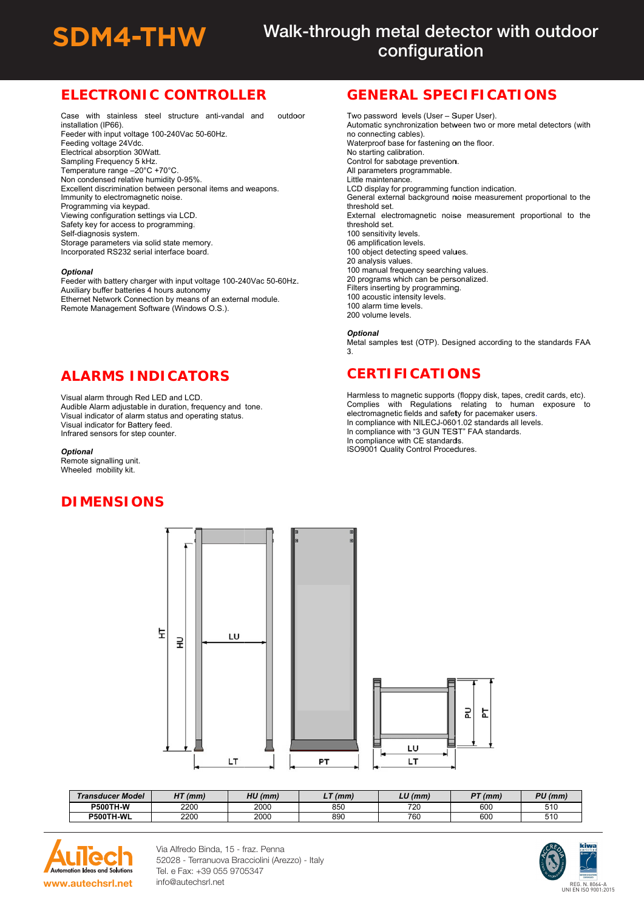# SDM4-THW

Walk-through metal detector with outdoor configuration

## ELECTRONIC CONTROLLER

Case with stainless steel structure anti-vandal and outdoor installation (IP66).
Feeder with input voltage 100-240Vac 50-60Hz.
Feeding voltage 24Vdc.
Electrical absorption 30Watt.
Sampling Frequency 5 kHz.
Temperature range –20°C +70°C.
Non condensed relative humidity 0-95%.
Excellent discrimination between personal items and weapons.
Immunity to electromagnetic noise.
Programming via keypad.
Viewing configuration settings via LCD.
Safety key for access to programming.
Self-diagnosis system.
Storage parameters via solid state memory.
Incorporated RS232 serial interface board.

***Optional***
Feeder with battery charger with input voltage 100-240Vac 50-60Hz.
Auxiliary buffer batteries 4 hours autonomy
Ethernet Network Connection by means of an external module.
Remote Management Software (Windows O.S.).

## GENERAL SPECIFICATIONS

Two password levels (User – Super User).
Automatic synchronization between two or more metal detectors (with no connecting cables).
Waterproof base for fastening on the floor.
No starting calibration.
Control for sabotage prevention.
All parameters programmable.
Little maintenance.
LCD display for programming function indication.
General external background noise measurement proportional to the threshold set.
External electromagnetic noise measurement proportional to the threshold set.
100 sensitivity levels.
06 amplification levels.
100 object detecting speed values.
20 analysis values.
100 manual frequency searching values.
20 programs which can be personalized.
Filters inserting by programming.
100 acoustic intensity levels.
100 alarm time levels.
200 volume levels.

***Optional***
Metal samples test (OTP). Designed according to the standards FAA 3.

## ALARMS INDICATORS

Visual alarm through Red LED and LCD.
Audible Alarm adjustable in duration, frequency and tone.
Visual indicator of alarm status and operating status.
Visual indicator for Battery feed.
Infrared sensors for step counter.

***Optional***
Remote signalling unit.
Wheeled mobility kit.

## CERTIFICATIONS

Harmless to magnetic supports (floppy disk, tapes, credit cards, etc).
Complies with Regulations relating to human exposure to electromagnetic fields and safety for pacemaker users.
In compliance with NILECJ-0601.02 standards all levels.
In compliance with "3 GUN TEST" FAA standards.
In compliance with CE standards.
ISO9001 Quality Control Procedures.

## DIMENSIONS

HT
HU
LU
LT
PT
PU

| *Transducer Model* | *HT (mm)* | *HU (mm)* | *LT (mm)* | *LU (mm)* | *PT (mm)* | *PU (mm)* |
|---|---|---|---|---|---|---|
| **P500TH-W** | 2200 | 2000 | 850 | 720 | 600 | 510 |
| **P500TH-WL** | 2200 | 2000 | 890 | 760 | 600 | 510 |

AuTech Automation Ideas and Solutions
www.autechsrl.net

Via Alfredo Binda, 15 - fraz. Penna
52028 - Terranuova Bracciolini (Arezzo) - Italy
Tel. e Fax: +39 055 9705347
info@autechsrl.net

REG. N. 8064-A
UNI EN ISO 9001:2015